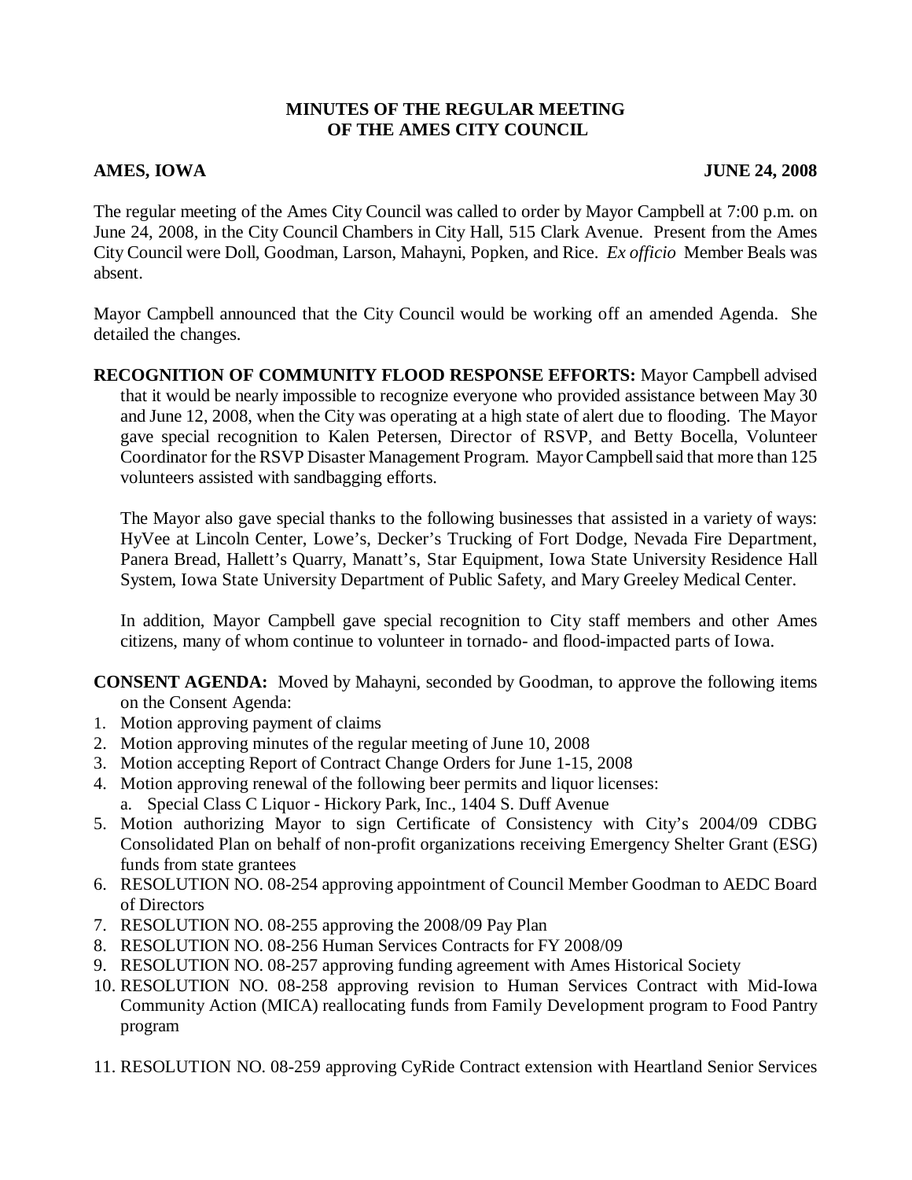**MINUTES OF THE REGULAR MEETING**
**OF THE AMES CITY COUNCIL**

**AMES, IOWA** **JUNE 24, 2008**

The regular meeting of the Ames City Council was called to order by Mayor Campbell at 7:00 p.m. on June 24, 2008, in the City Council Chambers in City Hall, 515 Clark Avenue. Present from the Ames City Council were Doll, Goodman, Larson, Mahayni, Popken, and Rice. *Ex officio* Member Beals was absent.

Mayor Campbell announced that the City Council would be working off an amended Agenda. She detailed the changes.

**RECOGNITION OF COMMUNITY FLOOD RESPONSE EFFORTS:** Mayor Campbell advised that it would be nearly impossible to recognize everyone who provided assistance between May 30 and June 12, 2008, when the City was operating at a high state of alert due to flooding. The Mayor gave special recognition to Kalen Petersen, Director of RSVP, and Betty Bocella, Volunteer Coordinator for the RSVP Disaster Management Program. Mayor Campbell said that more than 125 volunteers assisted with sandbagging efforts.

The Mayor also gave special thanks to the following businesses that assisted in a variety of ways: HyVee at Lincoln Center, Lowe's, Decker's Trucking of Fort Dodge, Nevada Fire Department, Panera Bread, Hallett's Quarry, Manatt's, Star Equipment, Iowa State University Residence Hall System, Iowa State University Department of Public Safety, and Mary Greeley Medical Center.

In addition, Mayor Campbell gave special recognition to City staff members and other Ames citizens, many of whom continue to volunteer in tornado- and flood-impacted parts of Iowa.

**CONSENT AGENDA:** Moved by Mahayni, seconded by Goodman, to approve the following items on the Consent Agenda:

1. Motion approving payment of claims
2. Motion approving minutes of the regular meeting of June 10, 2008
3. Motion accepting Report of Contract Change Orders for June 1-15, 2008
4. Motion approving renewal of the following beer permits and liquor licenses:
   a. Special Class C Liquor - Hickory Park, Inc., 1404 S. Duff Avenue
5. Motion authorizing Mayor to sign Certificate of Consistency with City's 2004/09 CDBG Consolidated Plan on behalf of non-profit organizations receiving Emergency Shelter Grant (ESG) funds from state grantees
6. RESOLUTION NO. 08-254 approving appointment of Council Member Goodman to AEDC Board of Directors
7. RESOLUTION NO. 08-255 approving the 2008/09 Pay Plan
8. RESOLUTION NO. 08-256 Human Services Contracts for FY 2008/09
9. RESOLUTION NO. 08-257 approving funding agreement with Ames Historical Society
10. RESOLUTION NO. 08-258 approving revision to Human Services Contract with Mid-Iowa Community Action (MICA) reallocating funds from Family Development program to Food Pantry program
11. RESOLUTION NO. 08-259 approving CyRide Contract extension with Heartland Senior Services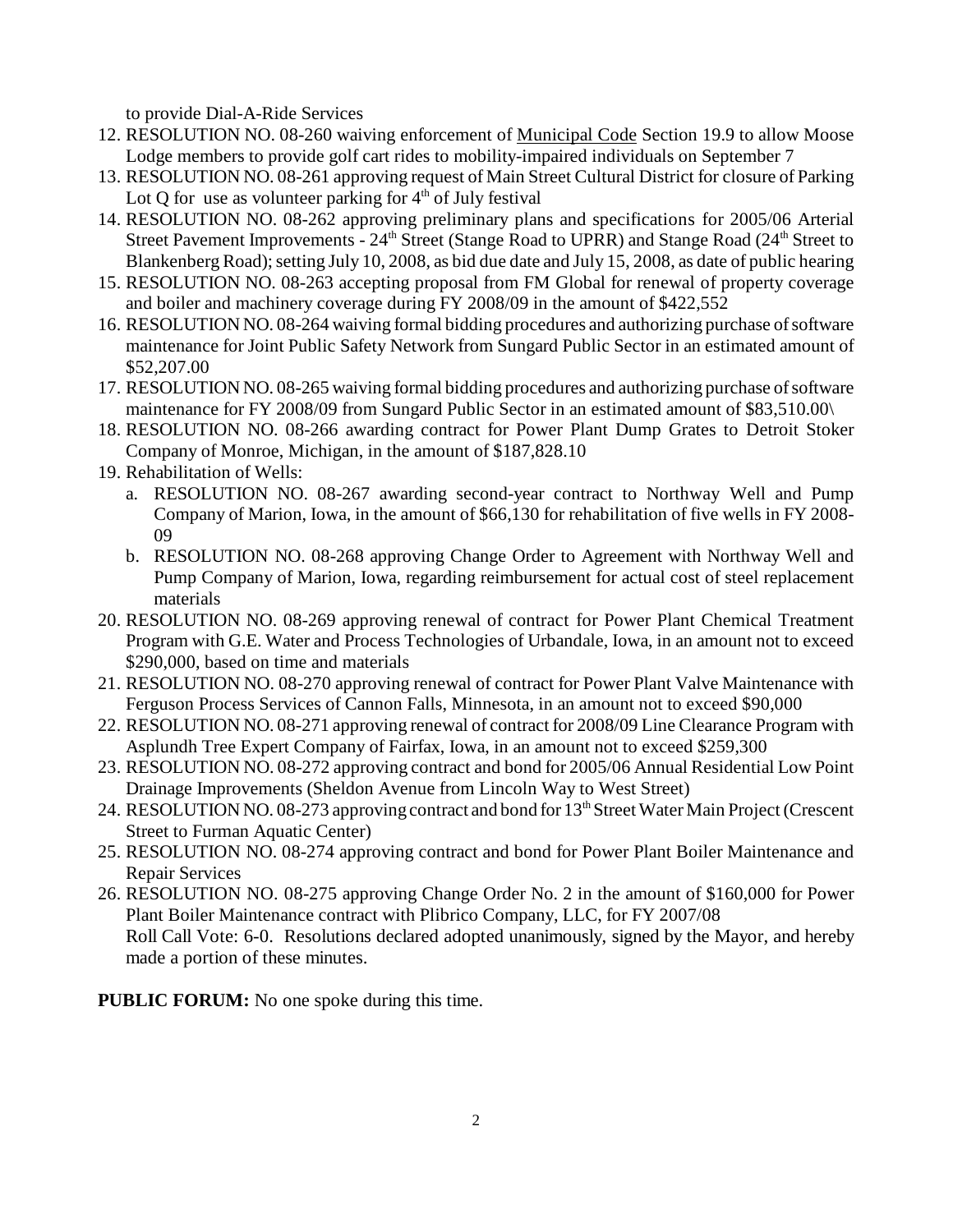to provide Dial-A-Ride Services

12. RESOLUTION NO. 08-260 waiving enforcement of Municipal Code Section 19.9 to allow Moose Lodge members to provide golf cart rides to mobility-impaired individuals on September 7
13. RESOLUTION NO. 08-261 approving request of Main Street Cultural District for closure of Parking Lot Q for use as volunteer parking for 4th of July festival
14. RESOLUTION NO. 08-262 approving preliminary plans and specifications for 2005/06 Arterial Street Pavement Improvements - 24th Street (Stange Road to UPRR) and Stange Road (24th Street to Blankenberg Road); setting July 10, 2008, as bid due date and July 15, 2008, as date of public hearing
15. RESOLUTION NO. 08-263 accepting proposal from FM Global for renewal of property coverage and boiler and machinery coverage during FY 2008/09 in the amount of $422,552
16. RESOLUTION NO. 08-264 waiving formal bidding procedures and authorizing purchase of software maintenance for Joint Public Safety Network from Sungard Public Sector in an estimated amount of $52,207.00
17. RESOLUTION NO. 08-265 waiving formal bidding procedures and authorizing purchase of software maintenance for FY 2008/09 from Sungard Public Sector in an estimated amount of $83,510.00\
18. RESOLUTION NO. 08-266 awarding contract for Power Plant Dump Grates to Detroit Stoker Company of Monroe, Michigan, in the amount of $187,828.10
19. Rehabilitation of Wells:
    a. RESOLUTION NO. 08-267 awarding second-year contract to Northway Well and Pump Company of Marion, Iowa, in the amount of $66,130 for rehabilitation of five wells in FY 2008-09
    b. RESOLUTION NO. 08-268 approving Change Order to Agreement with Northway Well and Pump Company of Marion, Iowa, regarding reimbursement for actual cost of steel replacement materials
20. RESOLUTION NO. 08-269 approving renewal of contract for Power Plant Chemical Treatment Program with G.E. Water and Process Technologies of Urbandale, Iowa, in an amount not to exceed $290,000, based on time and materials
21. RESOLUTION NO. 08-270 approving renewal of contract for Power Plant Valve Maintenance with Ferguson Process Services of Cannon Falls, Minnesota, in an amount not to exceed $90,000
22. RESOLUTION NO. 08-271 approving renewal of contract for 2008/09 Line Clearance Program with Asplundh Tree Expert Company of Fairfax, Iowa, in an amount not to exceed $259,300
23. RESOLUTION NO. 08-272 approving contract and bond for 2005/06 Annual Residential Low Point Drainage Improvements (Sheldon Avenue from Lincoln Way to West Street)
24. RESOLUTION NO. 08-273 approving contract and bond for 13th Street Water Main Project (Crescent Street to Furman Aquatic Center)
25. RESOLUTION NO. 08-274 approving contract and bond for Power Plant Boiler Maintenance and Repair Services
26. RESOLUTION NO. 08-275 approving Change Order No. 2 in the amount of $160,000 for Power Plant Boiler Maintenance contract with Plibrico Company, LLC, for FY 2007/08

    Roll Call Vote: 6-0. Resolutions declared adopted unanimously, signed by the Mayor, and hereby made a portion of these minutes.

**PUBLIC FORUM:** No one spoke during this time.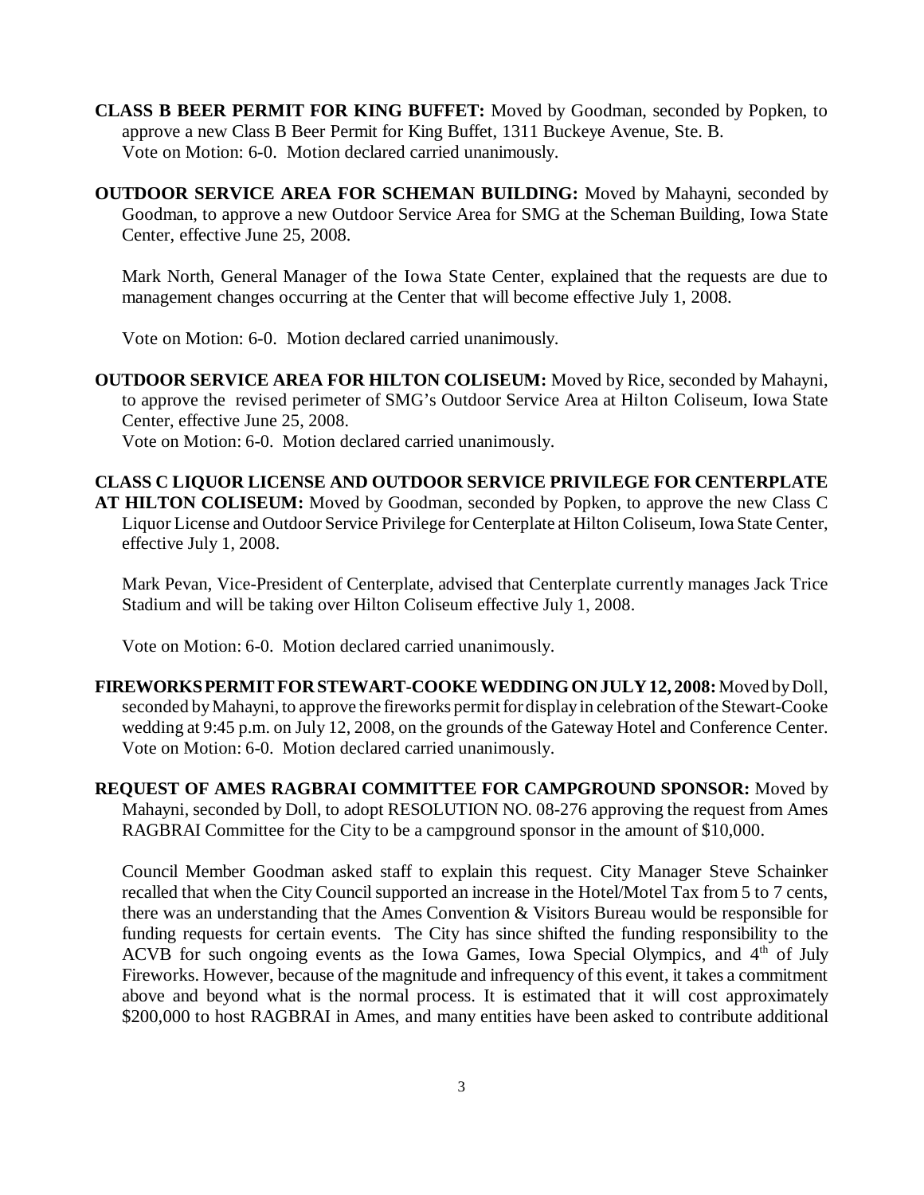**CLASS B BEER PERMIT FOR KING BUFFET:** Moved by Goodman, seconded by Popken, to approve a new Class B Beer Permit for King Buffet, 1311 Buckeye Avenue, Ste. B.
Vote on Motion: 6-0. Motion declared carried unanimously.

**OUTDOOR SERVICE AREA FOR SCHEMAN BUILDING:** Moved by Mahayni, seconded by Goodman, to approve a new Outdoor Service Area for SMG at the Scheman Building, Iowa State Center, effective June 25, 2008.

Mark North, General Manager of the Iowa State Center, explained that the requests are due to management changes occurring at the Center that will become effective July 1, 2008.

Vote on Motion: 6-0. Motion declared carried unanimously.

**OUTDOOR SERVICE AREA FOR HILTON COLISEUM:** Moved by Rice, seconded by Mahayni, to approve the revised perimeter of SMG's Outdoor Service Area at Hilton Coliseum, Iowa State Center, effective June 25, 2008.
Vote on Motion: 6-0. Motion declared carried unanimously.

**CLASS C LIQUOR LICENSE AND OUTDOOR SERVICE PRIVILEGE FOR CENTERPLATE AT HILTON COLISEUM:** Moved by Goodman, seconded by Popken, to approve the new Class C Liquor License and Outdoor Service Privilege for Centerplate at Hilton Coliseum, Iowa State Center, effective July 1, 2008.

Mark Pevan, Vice-President of Centerplate, advised that Centerplate currently manages Jack Trice Stadium and will be taking over Hilton Coliseum effective July 1, 2008.

Vote on Motion: 6-0. Motion declared carried unanimously.

**FIREWORKS PERMIT FOR STEWART-COOKE WEDDING ON JULY 12, 2008:** Moved by Doll, seconded by Mahayni, to approve the fireworks permit for display in celebration of the Stewart-Cooke wedding at 9:45 p.m. on July 12, 2008, on the grounds of the Gateway Hotel and Conference Center.
Vote on Motion: 6-0. Motion declared carried unanimously.

**REQUEST OF AMES RAGBRAI COMMITTEE FOR CAMPGROUND SPONSOR:** Moved by Mahayni, seconded by Doll, to adopt RESOLUTION NO. 08-276 approving the request from Ames RAGBRAI Committee for the City to be a campground sponsor in the amount of $10,000.

Council Member Goodman asked staff to explain this request. City Manager Steve Schainker recalled that when the City Council supported an increase in the Hotel/Motel Tax from 5 to 7 cents, there was an understanding that the Ames Convention & Visitors Bureau would be responsible for funding requests for certain events. The City has since shifted the funding responsibility to the ACVB for such ongoing events as the Iowa Games, Iowa Special Olympics, and 4th of July Fireworks. However, because of the magnitude and infrequency of this event, it takes a commitment above and beyond what is the normal process. It is estimated that it will cost approximately $200,000 to host RAGBRAI in Ames, and many entities have been asked to contribute additional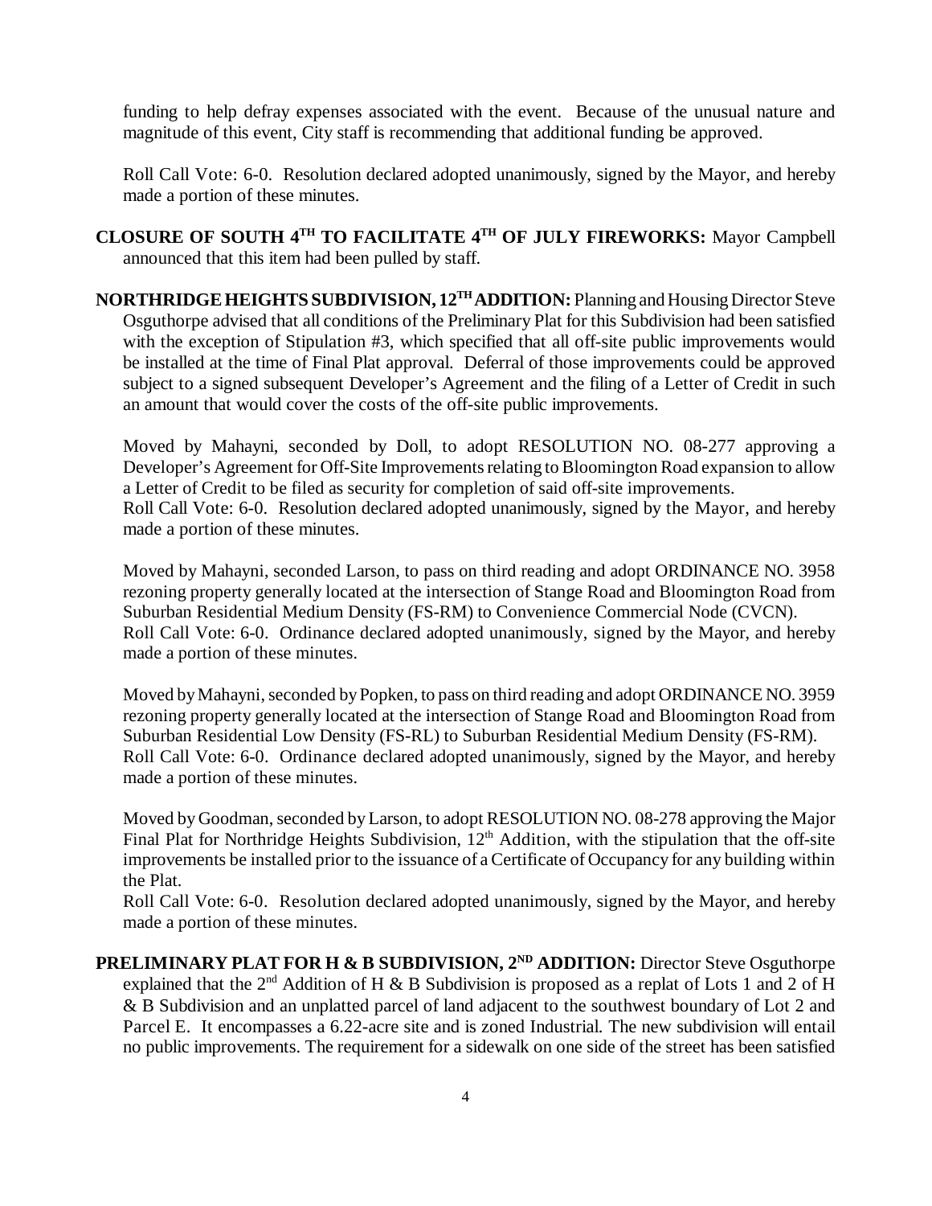funding to help defray expenses associated with the event. Because of the unusual nature and magnitude of this event, City staff is recommending that additional funding be approved.

Roll Call Vote: 6-0. Resolution declared adopted unanimously, signed by the Mayor, and hereby made a portion of these minutes.

**CLOSURE OF SOUTH 4TH TO FACILITATE 4TH OF JULY FIREWORKS:** Mayor Campbell announced that this item had been pulled by staff.

**NORTHRIDGE HEIGHTS SUBDIVISION, 12TH ADDITION:** Planning and Housing Director Steve Osguthorpe advised that all conditions of the Preliminary Plat for this Subdivision had been satisfied with the exception of Stipulation #3, which specified that all off-site public improvements would be installed at the time of Final Plat approval. Deferral of those improvements could be approved subject to a signed subsequent Developer's Agreement and the filing of a Letter of Credit in such an amount that would cover the costs of the off-site public improvements.

Moved by Mahayni, seconded by Doll, to adopt RESOLUTION NO. 08-277 approving a Developer's Agreement for Off-Site Improvements relating to Bloomington Road expansion to allow a Letter of Credit to be filed as security for completion of said off-site improvements.
Roll Call Vote: 6-0. Resolution declared adopted unanimously, signed by the Mayor, and hereby made a portion of these minutes.

Moved by Mahayni, seconded Larson, to pass on third reading and adopt ORDINANCE NO. 3958 rezoning property generally located at the intersection of Stange Road and Bloomington Road from Suburban Residential Medium Density (FS-RM) to Convenience Commercial Node (CVCN).
Roll Call Vote: 6-0. Ordinance declared adopted unanimously, signed by the Mayor, and hereby made a portion of these minutes.

Moved by Mahayni, seconded by Popken, to pass on third reading and adopt ORDINANCE NO. 3959 rezoning property generally located at the intersection of Stange Road and Bloomington Road from Suburban Residential Low Density (FS-RL) to Suburban Residential Medium Density (FS-RM).
Roll Call Vote: 6-0. Ordinance declared adopted unanimously, signed by the Mayor, and hereby made a portion of these minutes.

Moved by Goodman, seconded by Larson, to adopt RESOLUTION NO. 08-278 approving the Major Final Plat for Northridge Heights Subdivision, 12th Addition, with the stipulation that the off-site improvements be installed prior to the issuance of a Certificate of Occupancy for any building within the Plat.
Roll Call Vote: 6-0. Resolution declared adopted unanimously, signed by the Mayor, and hereby made a portion of these minutes.

**PRELIMINARY PLAT FOR H & B SUBDIVISION, 2ND ADDITION:** Director Steve Osguthorpe explained that the 2nd Addition of H & B Subdivision is proposed as a replat of Lots 1 and 2 of H & B Subdivision and an unplatted parcel of land adjacent to the southwest boundary of Lot 2 and Parcel E. It encompasses a 6.22-acre site and is zoned Industrial. The new subdivision will entail no public improvements. The requirement for a sidewalk on one side of the street has been satisfied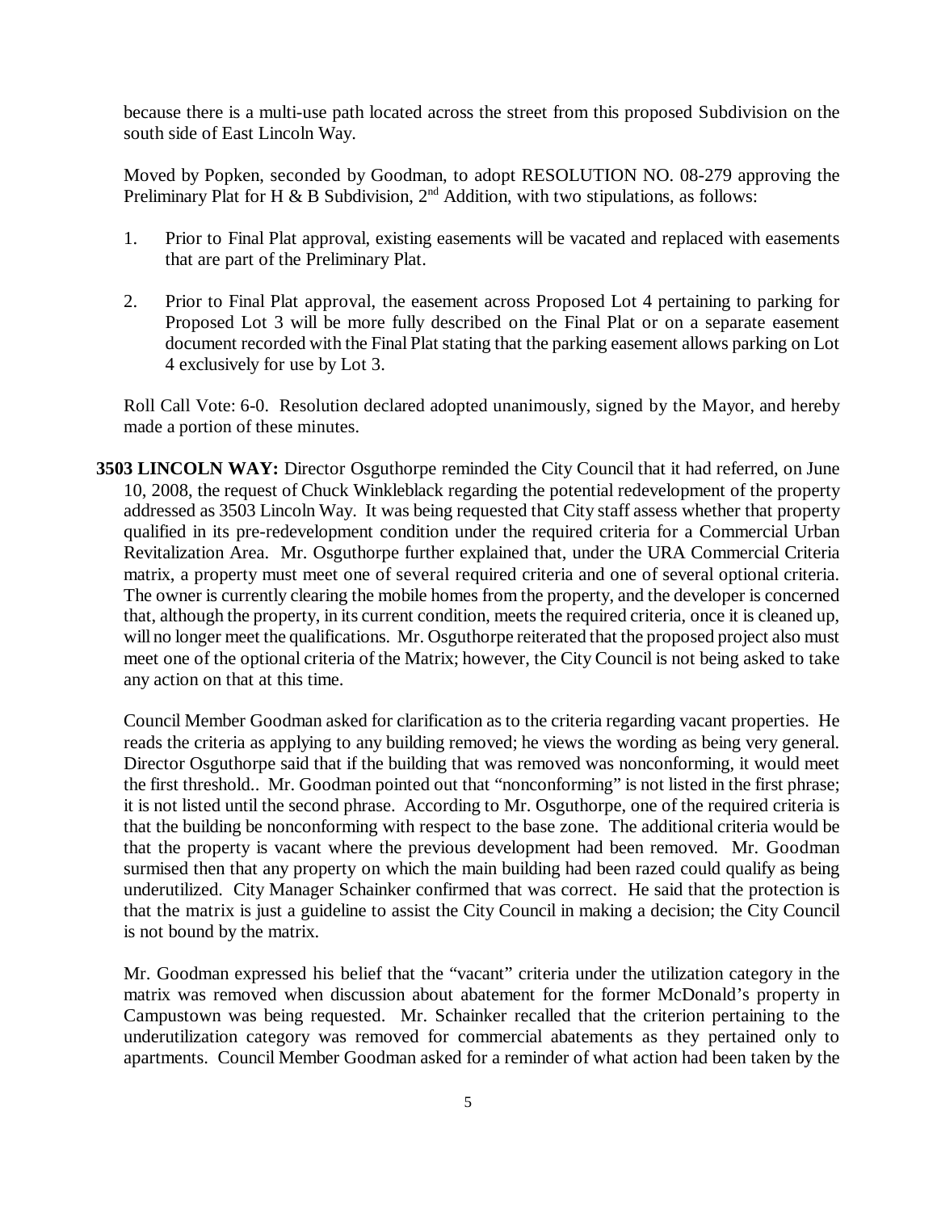because there is a multi-use path located across the street from this proposed Subdivision on the south side of East Lincoln Way.

Moved by Popken, seconded by Goodman, to adopt RESOLUTION NO. 08-279 approving the Preliminary Plat for H & B Subdivision, 2nd Addition, with two stipulations, as follows:

1. Prior to Final Plat approval, existing easements will be vacated and replaced with easements that are part of the Preliminary Plat.

2. Prior to Final Plat approval, the easement across Proposed Lot 4 pertaining to parking for Proposed Lot 3 will be more fully described on the Final Plat or on a separate easement document recorded with the Final Plat stating that the parking easement allows parking on Lot 4 exclusively for use by Lot 3.

Roll Call Vote: 6-0. Resolution declared adopted unanimously, signed by the Mayor, and hereby made a portion of these minutes.

**3503 LINCOLN WAY:** Director Osguthorpe reminded the City Council that it had referred, on June 10, 2008, the request of Chuck Winkleblack regarding the potential redevelopment of the property addressed as 3503 Lincoln Way. It was being requested that City staff assess whether that property qualified in its pre-redevelopment condition under the required criteria for a Commercial Urban Revitalization Area. Mr. Osguthorpe further explained that, under the URA Commercial Criteria matrix, a property must meet one of several required criteria and one of several optional criteria. The owner is currently clearing the mobile homes from the property, and the developer is concerned that, although the property, in its current condition, meets the required criteria, once it is cleaned up, will no longer meet the qualifications. Mr. Osguthorpe reiterated that the proposed project also must meet one of the optional criteria of the Matrix; however, the City Council is not being asked to take any action on that at this time.

Council Member Goodman asked for clarification as to the criteria regarding vacant properties. He reads the criteria as applying to any building removed; he views the wording as being very general. Director Osguthorpe said that if the building that was removed was nonconforming, it would meet the first threshold.. Mr. Goodman pointed out that "nonconforming" is not listed in the first phrase; it is not listed until the second phrase. According to Mr. Osguthorpe, one of the required criteria is that the building be nonconforming with respect to the base zone. The additional criteria would be that the property is vacant where the previous development had been removed. Mr. Goodman surmised then that any property on which the main building had been razed could qualify as being underutilized. City Manager Schainker confirmed that was correct. He said that the protection is that the matrix is just a guideline to assist the City Council in making a decision; the City Council is not bound by the matrix.

Mr. Goodman expressed his belief that the "vacant" criteria under the utilization category in the matrix was removed when discussion about abatement for the former McDonald's property in Campustown was being requested. Mr. Schainker recalled that the criterion pertaining to the underutilization category was removed for commercial abatements as they pertained only to apartments. Council Member Goodman asked for a reminder of what action had been taken by the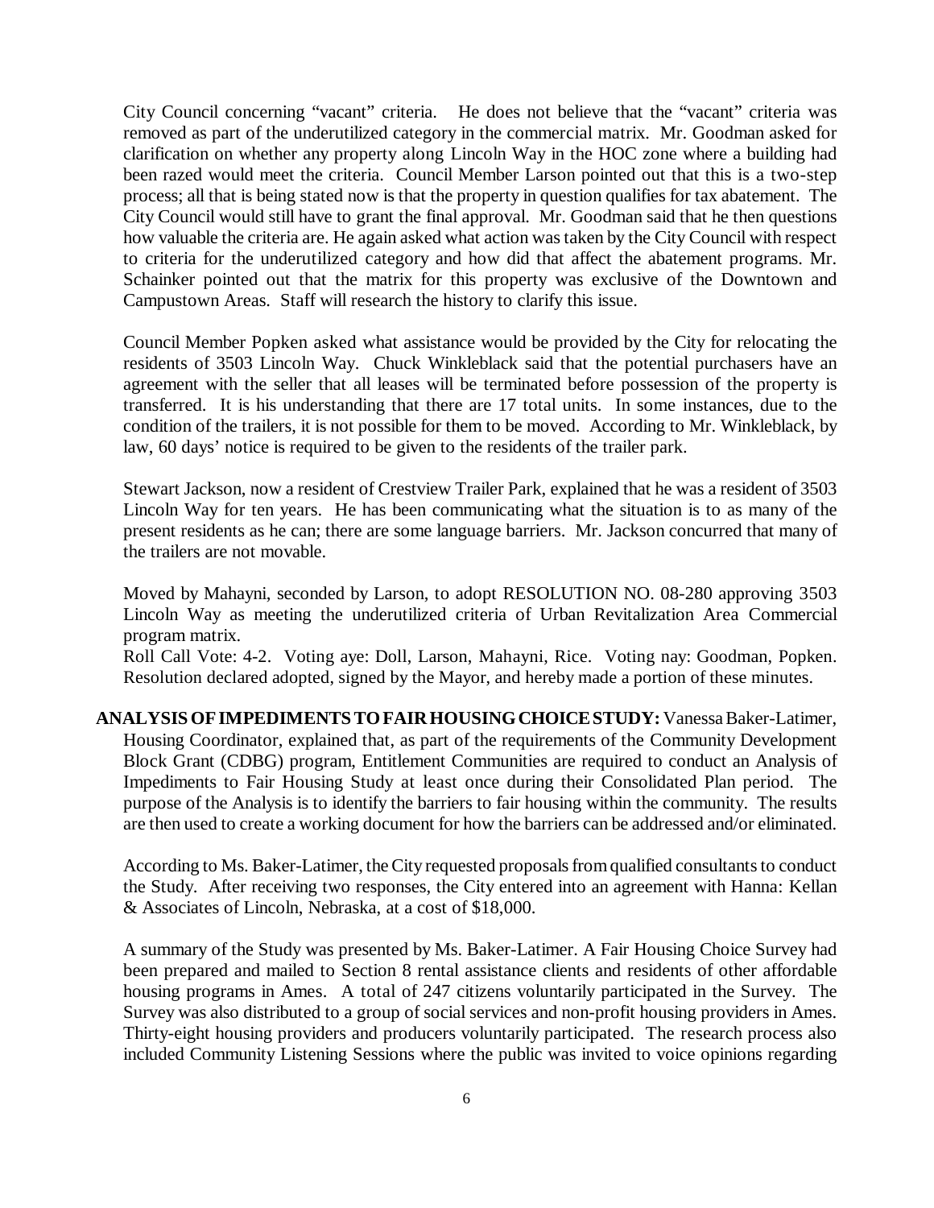City Council concerning "vacant" criteria. He does not believe that the "vacant" criteria was removed as part of the underutilized category in the commercial matrix. Mr. Goodman asked for clarification on whether any property along Lincoln Way in the HOC zone where a building had been razed would meet the criteria. Council Member Larson pointed out that this is a two-step process; all that is being stated now is that the property in question qualifies for tax abatement. The City Council would still have to grant the final approval. Mr. Goodman said that he then questions how valuable the criteria are. He again asked what action was taken by the City Council with respect to criteria for the underutilized category and how did that affect the abatement programs. Mr. Schainker pointed out that the matrix for this property was exclusive of the Downtown and Campustown Areas. Staff will research the history to clarify this issue.

Council Member Popken asked what assistance would be provided by the City for relocating the residents of 3503 Lincoln Way. Chuck Winkleblack said that the potential purchasers have an agreement with the seller that all leases will be terminated before possession of the property is transferred. It is his understanding that there are 17 total units. In some instances, due to the condition of the trailers, it is not possible for them to be moved. According to Mr. Winkleblack, by law, 60 days' notice is required to be given to the residents of the trailer park.

Stewart Jackson, now a resident of Crestview Trailer Park, explained that he was a resident of 3503 Lincoln Way for ten years. He has been communicating what the situation is to as many of the present residents as he can; there are some language barriers. Mr. Jackson concurred that many of the trailers are not movable.

Moved by Mahayni, seconded by Larson, to adopt RESOLUTION NO. 08-280 approving 3503 Lincoln Way as meeting the underutilized criteria of Urban Revitalization Area Commercial program matrix.
Roll Call Vote: 4-2. Voting aye: Doll, Larson, Mahayni, Rice. Voting nay: Goodman, Popken. Resolution declared adopted, signed by the Mayor, and hereby made a portion of these minutes.

**ANALYSIS OF IMPEDIMENTS TO FAIR HOUSING CHOICE STUDY:** Vanessa Baker-Latimer, Housing Coordinator, explained that, as part of the requirements of the Community Development Block Grant (CDBG) program, Entitlement Communities are required to conduct an Analysis of Impediments to Fair Housing Study at least once during their Consolidated Plan period. The purpose of the Analysis is to identify the barriers to fair housing within the community. The results are then used to create a working document for how the barriers can be addressed and/or eliminated.

According to Ms. Baker-Latimer, the City requested proposals from qualified consultants to conduct the Study. After receiving two responses, the City entered into an agreement with Hanna: Kellan & Associates of Lincoln, Nebraska, at a cost of $18,000.

A summary of the Study was presented by Ms. Baker-Latimer. A Fair Housing Choice Survey had been prepared and mailed to Section 8 rental assistance clients and residents of other affordable housing programs in Ames. A total of 247 citizens voluntarily participated in the Survey. The Survey was also distributed to a group of social services and non-profit housing providers in Ames. Thirty-eight housing providers and producers voluntarily participated. The research process also included Community Listening Sessions where the public was invited to voice opinions regarding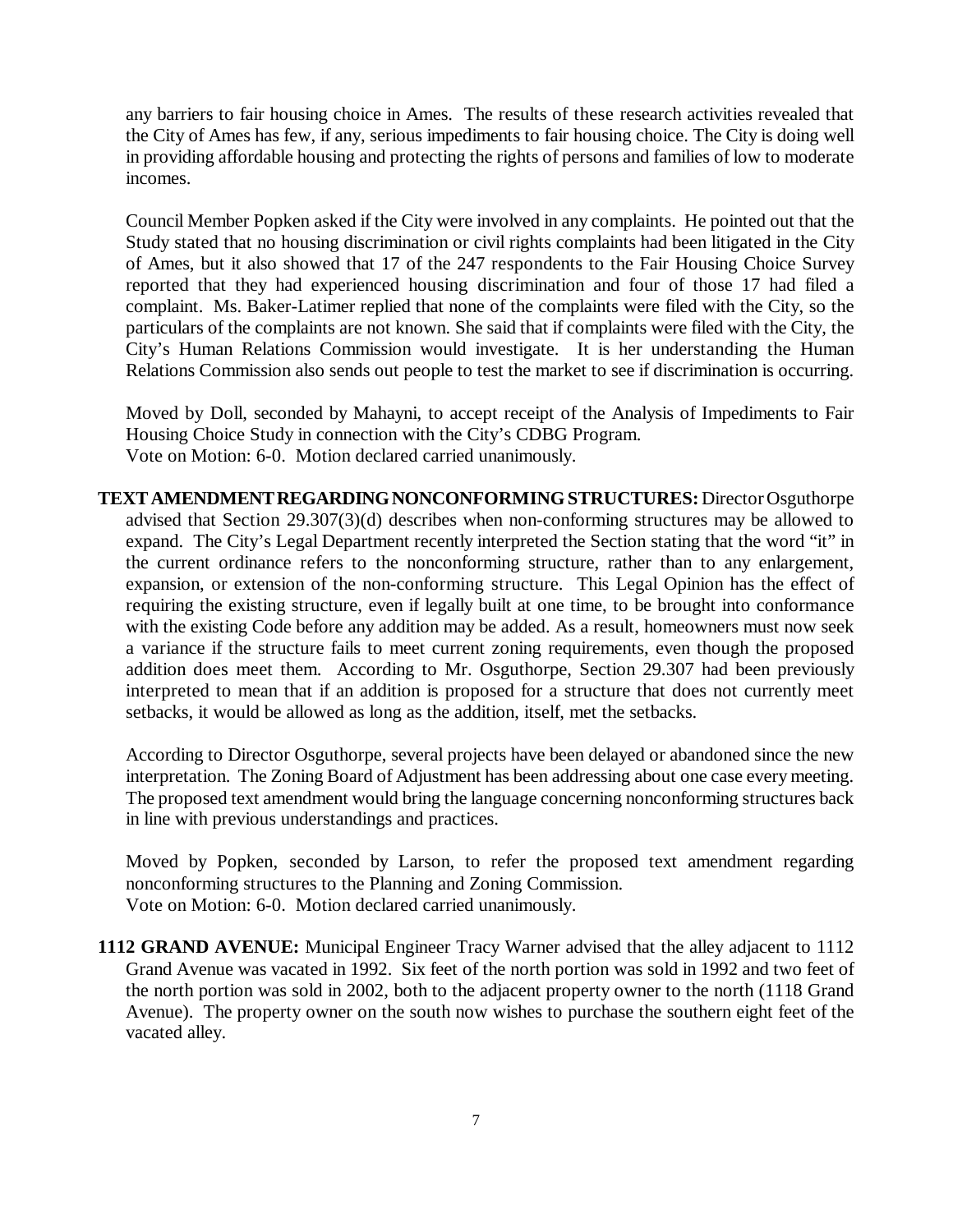any barriers to fair housing choice in Ames. The results of these research activities revealed that the City of Ames has few, if any, serious impediments to fair housing choice. The City is doing well in providing affordable housing and protecting the rights of persons and families of low to moderate incomes.

Council Member Popken asked if the City were involved in any complaints. He pointed out that the Study stated that no housing discrimination or civil rights complaints had been litigated in the City of Ames, but it also showed that 17 of the 247 respondents to the Fair Housing Choice Survey reported that they had experienced housing discrimination and four of those 17 had filed a complaint. Ms. Baker-Latimer replied that none of the complaints were filed with the City, so the particulars of the complaints are not known. She said that if complaints were filed with the City, the City's Human Relations Commission would investigate. It is her understanding the Human Relations Commission also sends out people to test the market to see if discrimination is occurring.

Moved by Doll, seconded by Mahayni, to accept receipt of the Analysis of Impediments to Fair Housing Choice Study in connection with the City's CDBG Program.
Vote on Motion: 6-0. Motion declared carried unanimously.

**TEXT AMENDMENT REGARDING NONCONFORMING STRUCTURES:** Director Osguthorpe advised that Section 29.307(3)(d) describes when non-conforming structures may be allowed to expand. The City's Legal Department recently interpreted the Section stating that the word "it" in the current ordinance refers to the nonconforming structure, rather than to any enlargement, expansion, or extension of the non-conforming structure. This Legal Opinion has the effect of requiring the existing structure, even if legally built at one time, to be brought into conformance with the existing Code before any addition may be added. As a result, homeowners must now seek a variance if the structure fails to meet current zoning requirements, even though the proposed addition does meet them. According to Mr. Osguthorpe, Section 29.307 had been previously interpreted to mean that if an addition is proposed for a structure that does not currently meet setbacks, it would be allowed as long as the addition, itself, met the setbacks.

According to Director Osguthorpe, several projects have been delayed or abandoned since the new interpretation. The Zoning Board of Adjustment has been addressing about one case every meeting. The proposed text amendment would bring the language concerning nonconforming structures back in line with previous understandings and practices.

Moved by Popken, seconded by Larson, to refer the proposed text amendment regarding nonconforming structures to the Planning and Zoning Commission.
Vote on Motion: 6-0. Motion declared carried unanimously.

**1112 GRAND AVENUE:** Municipal Engineer Tracy Warner advised that the alley adjacent to 1112 Grand Avenue was vacated in 1992. Six feet of the north portion was sold in 1992 and two feet of the north portion was sold in 2002, both to the adjacent property owner to the north (1118 Grand Avenue). The property owner on the south now wishes to purchase the southern eight feet of the vacated alley.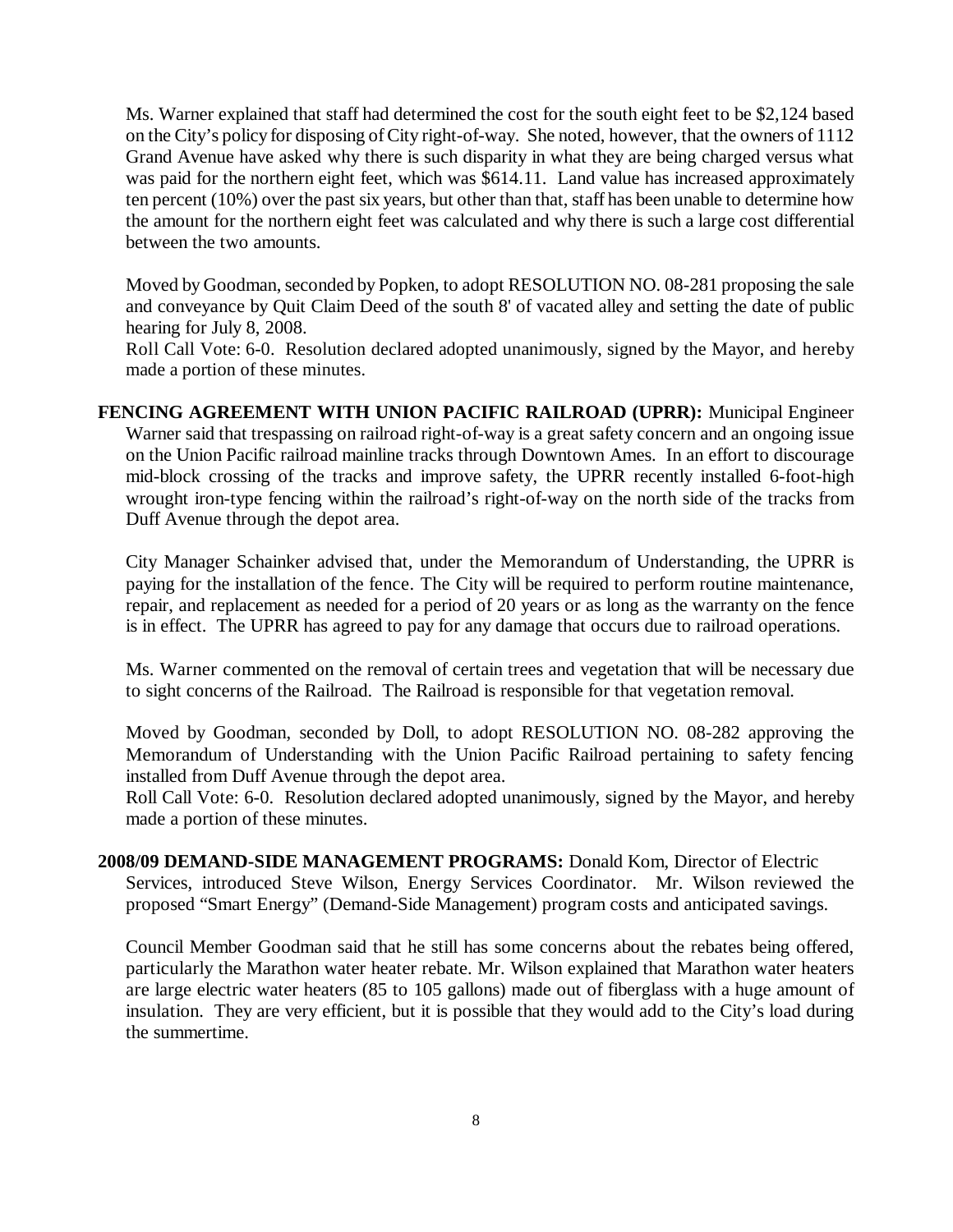Ms. Warner explained that staff had determined the cost for the south eight feet to be $2,124 based on the City's policy for disposing of City right-of-way. She noted, however, that the owners of 1112 Grand Avenue have asked why there is such disparity in what they are being charged versus what was paid for the northern eight feet, which was $614.11. Land value has increased approximately ten percent (10%) over the past six years, but other than that, staff has been unable to determine how the amount for the northern eight feet was calculated and why there is such a large cost differential between the two amounts.

Moved by Goodman, seconded by Popken, to adopt RESOLUTION NO. 08-281 proposing the sale and conveyance by Quit Claim Deed of the south 8' of vacated alley and setting the date of public hearing for July 8, 2008.
Roll Call Vote: 6-0. Resolution declared adopted unanimously, signed by the Mayor, and hereby made a portion of these minutes.

**FENCING AGREEMENT WITH UNION PACIFIC RAILROAD (UPRR):** Municipal Engineer Warner said that trespassing on railroad right-of-way is a great safety concern and an ongoing issue on the Union Pacific railroad mainline tracks through Downtown Ames. In an effort to discourage mid-block crossing of the tracks and improve safety, the UPRR recently installed 6-foot-high wrought iron-type fencing within the railroad's right-of-way on the north side of the tracks from Duff Avenue through the depot area.

City Manager Schainker advised that, under the Memorandum of Understanding, the UPRR is paying for the installation of the fence. The City will be required to perform routine maintenance, repair, and replacement as needed for a period of 20 years or as long as the warranty on the fence is in effect. The UPRR has agreed to pay for any damage that occurs due to railroad operations.

Ms. Warner commented on the removal of certain trees and vegetation that will be necessary due to sight concerns of the Railroad. The Railroad is responsible for that vegetation removal.

Moved by Goodman, seconded by Doll, to adopt RESOLUTION NO. 08-282 approving the Memorandum of Understanding with the Union Pacific Railroad pertaining to safety fencing installed from Duff Avenue through the depot area.
Roll Call Vote: 6-0. Resolution declared adopted unanimously, signed by the Mayor, and hereby made a portion of these minutes.

**2008/09 DEMAND-SIDE MANAGEMENT PROGRAMS:** Donald Kom, Director of Electric Services, introduced Steve Wilson, Energy Services Coordinator. Mr. Wilson reviewed the proposed "Smart Energy" (Demand-Side Management) program costs and anticipated savings.

Council Member Goodman said that he still has some concerns about the rebates being offered, particularly the Marathon water heater rebate. Mr. Wilson explained that Marathon water heaters are large electric water heaters (85 to 105 gallons) made out of fiberglass with a huge amount of insulation. They are very efficient, but it is possible that they would add to the City's load during the summertime.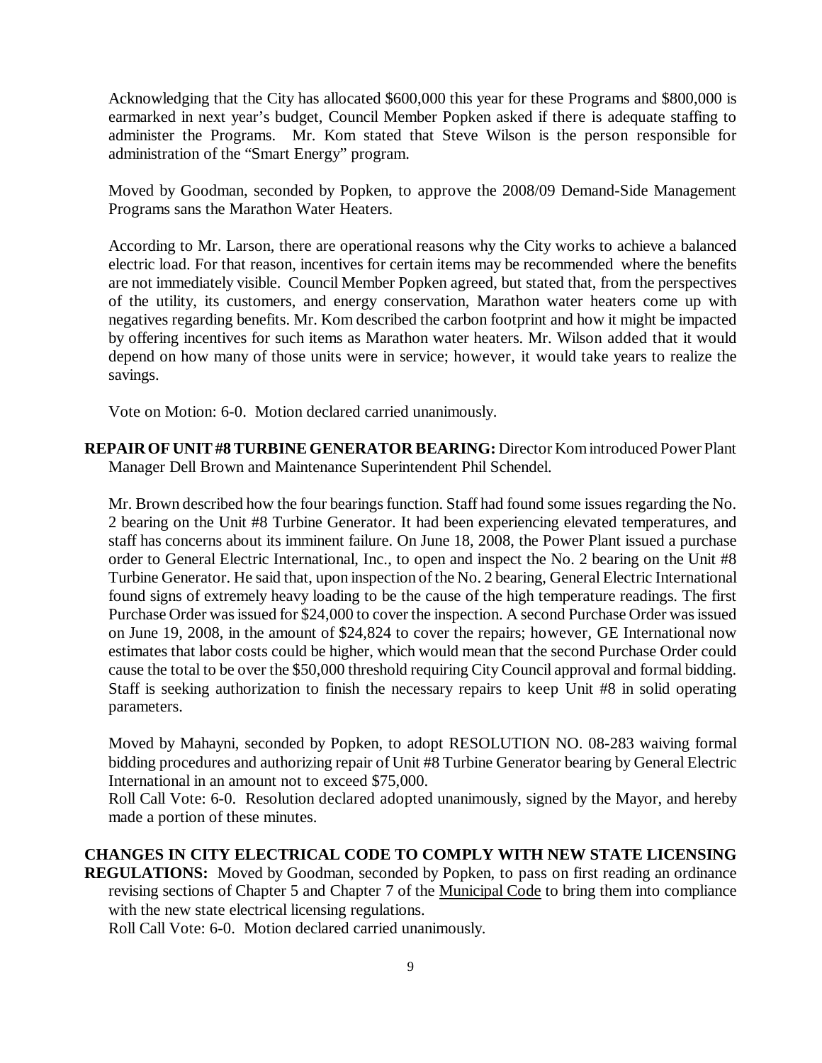Acknowledging that the City has allocated $600,000 this year for these Programs and $800,000 is earmarked in next year's budget, Council Member Popken asked if there is adequate staffing to administer the Programs. Mr. Kom stated that Steve Wilson is the person responsible for administration of the "Smart Energy" program.

Moved by Goodman, seconded by Popken, to approve the 2008/09 Demand-Side Management Programs sans the Marathon Water Heaters.

According to Mr. Larson, there are operational reasons why the City works to achieve a balanced electric load. For that reason, incentives for certain items may be recommended where the benefits are not immediately visible. Council Member Popken agreed, but stated that, from the perspectives of the utility, its customers, and energy conservation, Marathon water heaters come up with negatives regarding benefits. Mr. Kom described the carbon footprint and how it might be impacted by offering incentives for such items as Marathon water heaters. Mr. Wilson added that it would depend on how many of those units were in service; however, it would take years to realize the savings.

Vote on Motion: 6-0. Motion declared carried unanimously.

**REPAIR OF UNIT #8 TURBINE GENERATOR BEARING:** Director Kom introduced Power Plant Manager Dell Brown and Maintenance Superintendent Phil Schendel.

Mr. Brown described how the four bearings function. Staff had found some issues regarding the No. 2 bearing on the Unit #8 Turbine Generator. It had been experiencing elevated temperatures, and staff has concerns about its imminent failure. On June 18, 2008, the Power Plant issued a purchase order to General Electric International, Inc., to open and inspect the No. 2 bearing on the Unit #8 Turbine Generator. He said that, upon inspection of the No. 2 bearing, General Electric International found signs of extremely heavy loading to be the cause of the high temperature readings. The first Purchase Order was issued for $24,000 to cover the inspection. A second Purchase Order was issued on June 19, 2008, in the amount of $24,824 to cover the repairs; however, GE International now estimates that labor costs could be higher, which would mean that the second Purchase Order could cause the total to be over the $50,000 threshold requiring City Council approval and formal bidding. Staff is seeking authorization to finish the necessary repairs to keep Unit #8 in solid operating parameters.

Moved by Mahayni, seconded by Popken, to adopt RESOLUTION NO. 08-283 waiving formal bidding procedures and authorizing repair of Unit #8 Turbine Generator bearing by General Electric International in an amount not to exceed $75,000.

Roll Call Vote: 6-0. Resolution declared adopted unanimously, signed by the Mayor, and hereby made a portion of these minutes.

**CHANGES IN CITY ELECTRICAL CODE TO COMPLY WITH NEW STATE LICENSING REGULATIONS:** Moved by Goodman, seconded by Popken, to pass on first reading an ordinance revising sections of Chapter 5 and Chapter 7 of the Municipal Code to bring them into compliance with the new state electrical licensing regulations.

Roll Call Vote: 6-0. Motion declared carried unanimously.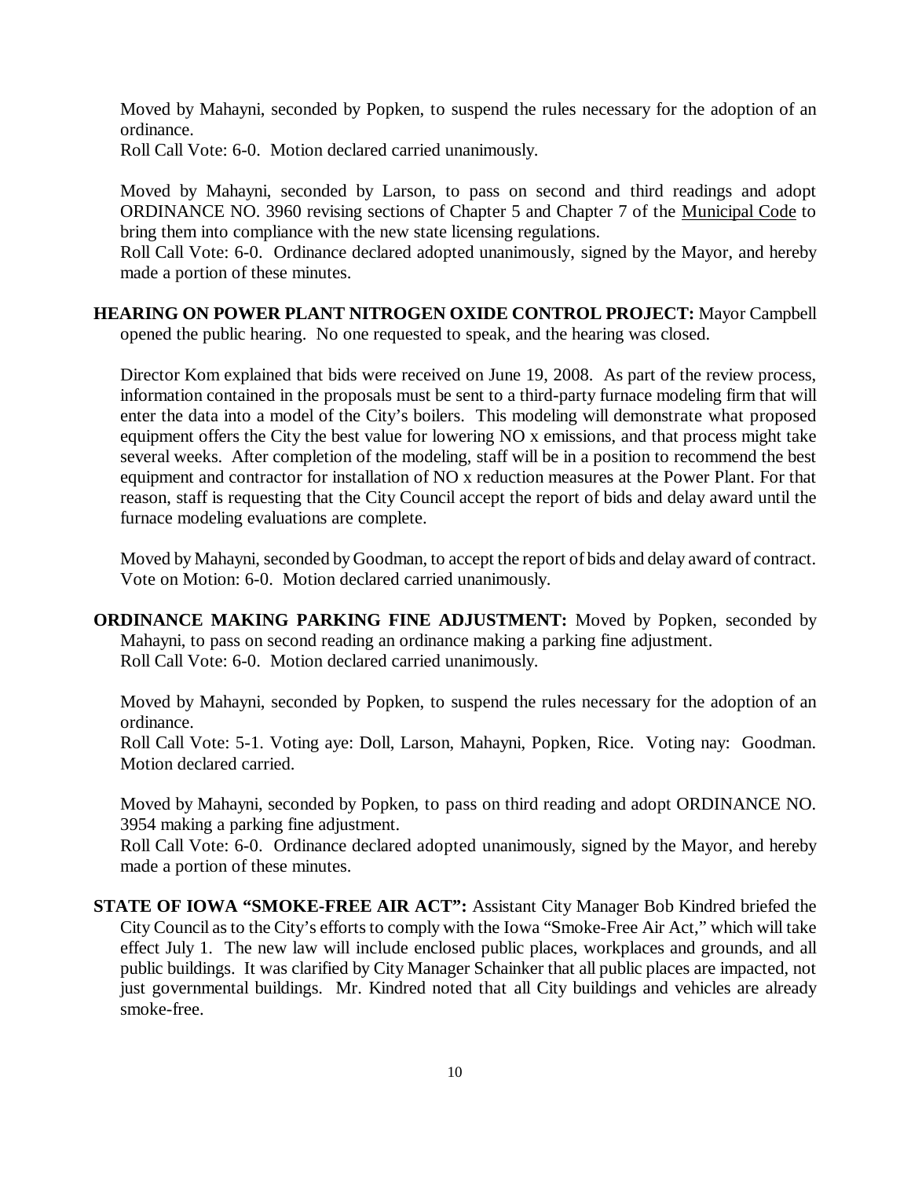Moved by Mahayni, seconded by Popken, to suspend the rules necessary for the adoption of an ordinance.
Roll Call Vote: 6-0. Motion declared carried unanimously.

Moved by Mahayni, seconded by Larson, to pass on second and third readings and adopt ORDINANCE NO. 3960 revising sections of Chapter 5 and Chapter 7 of the Municipal Code to bring them into compliance with the new state licensing regulations.
Roll Call Vote: 6-0. Ordinance declared adopted unanimously, signed by the Mayor, and hereby made a portion of these minutes.

**HEARING ON POWER PLANT NITROGEN OXIDE CONTROL PROJECT:** Mayor Campbell opened the public hearing. No one requested to speak, and the hearing was closed.

Director Kom explained that bids were received on June 19, 2008. As part of the review process, information contained in the proposals must be sent to a third-party furnace modeling firm that will enter the data into a model of the City's boilers. This modeling will demonstrate what proposed equipment offers the City the best value for lowering NO x emissions, and that process might take several weeks. After completion of the modeling, staff will be in a position to recommend the best equipment and contractor for installation of NO x reduction measures at the Power Plant. For that reason, staff is requesting that the City Council accept the report of bids and delay award until the furnace modeling evaluations are complete.

Moved by Mahayni, seconded by Goodman, to accept the report of bids and delay award of contract.
Vote on Motion: 6-0. Motion declared carried unanimously.

**ORDINANCE MAKING PARKING FINE ADJUSTMENT:** Moved by Popken, seconded by Mahayni, to pass on second reading an ordinance making a parking fine adjustment.
Roll Call Vote: 6-0. Motion declared carried unanimously.

Moved by Mahayni, seconded by Popken, to suspend the rules necessary for the adoption of an ordinance.
Roll Call Vote: 5-1. Voting aye: Doll, Larson, Mahayni, Popken, Rice. Voting nay: Goodman. Motion declared carried.

Moved by Mahayni, seconded by Popken, to pass on third reading and adopt ORDINANCE NO. 3954 making a parking fine adjustment.
Roll Call Vote: 6-0. Ordinance declared adopted unanimously, signed by the Mayor, and hereby made a portion of these minutes.

**STATE OF IOWA "SMOKE-FREE AIR ACT":** Assistant City Manager Bob Kindred briefed the City Council as to the City's efforts to comply with the Iowa "Smoke-Free Air Act," which will take effect July 1. The new law will include enclosed public places, workplaces and grounds, and all public buildings. It was clarified by City Manager Schainker that all public places are impacted, not just governmental buildings. Mr. Kindred noted that all City buildings and vehicles are already smoke-free.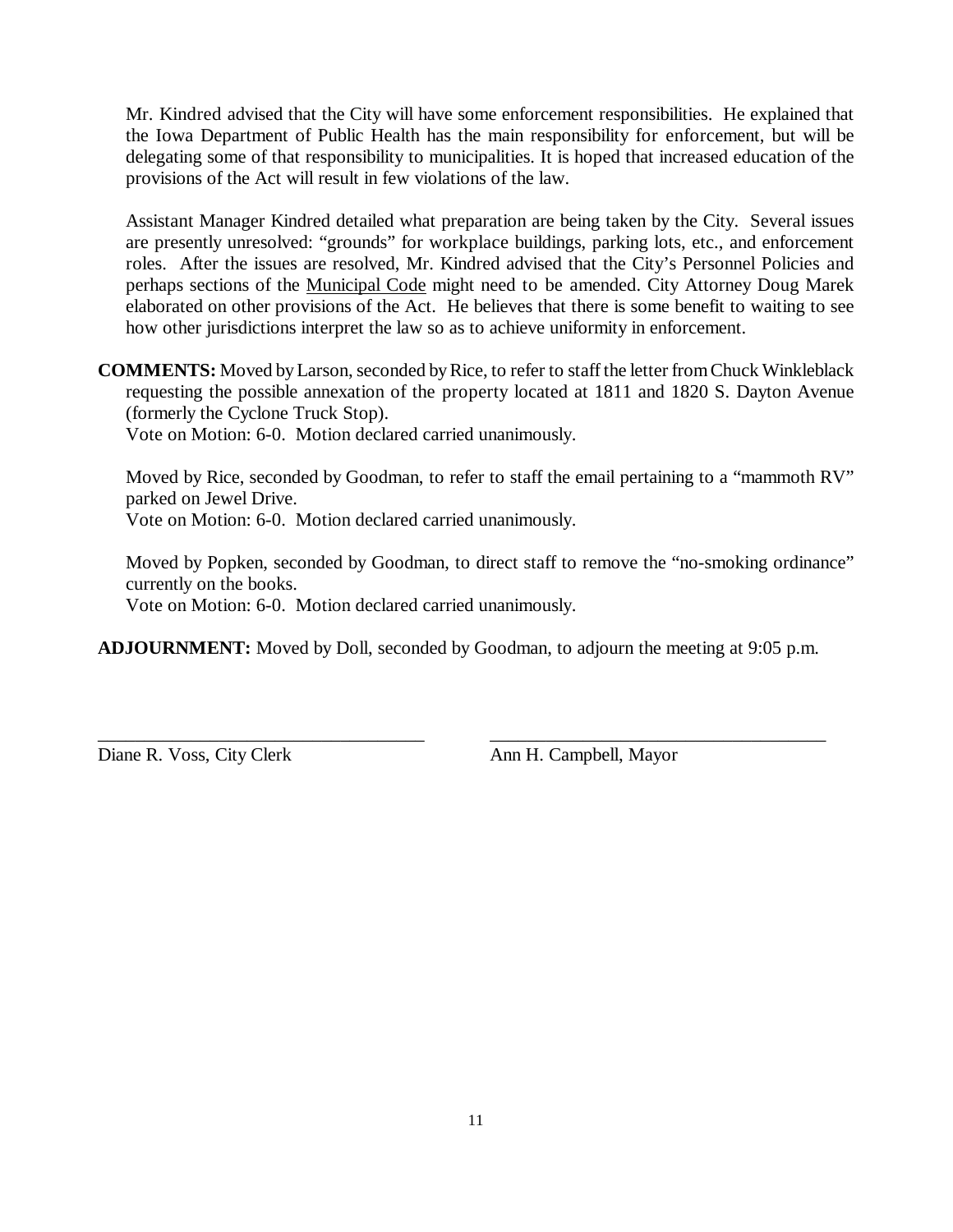Mr. Kindred advised that the City will have some enforcement responsibilities. He explained that the Iowa Department of Public Health has the main responsibility for enforcement, but will be delegating some of that responsibility to municipalities. It is hoped that increased education of the provisions of the Act will result in few violations of the law.

Assistant Manager Kindred detailed what preparation are being taken by the City. Several issues are presently unresolved: "grounds" for workplace buildings, parking lots, etc., and enforcement roles. After the issues are resolved, Mr. Kindred advised that the City's Personnel Policies and perhaps sections of the Municipal Code might need to be amended. City Attorney Doug Marek elaborated on other provisions of the Act. He believes that there is some benefit to waiting to see how other jurisdictions interpret the law so as to achieve uniformity in enforcement.

**COMMENTS:** Moved by Larson, seconded by Rice, to refer to staff the letter from Chuck Winkleblack requesting the possible annexation of the property located at 1811 and 1820 S. Dayton Avenue (formerly the Cyclone Truck Stop).
Vote on Motion: 6-0. Motion declared carried unanimously.

Moved by Rice, seconded by Goodman, to refer to staff the email pertaining to a "mammoth RV" parked on Jewel Drive.
Vote on Motion: 6-0. Motion declared carried unanimously.

Moved by Popken, seconded by Goodman, to direct staff to remove the "no-smoking ordinance" currently on the books.
Vote on Motion: 6-0. Motion declared carried unanimously.

**ADJOURNMENT:** Moved by Doll, seconded by Goodman, to adjourn the meeting at 9:05 p.m.

\_\_\_\_\_\_\_\_\_\_\_\_\_\_\_\_\_\_\_\_\_\_\_\_\_\_\_\_\_\_\_\_\_\_\_\_
Diane R. Voss, City Clerk

\_\_\_\_\_\_\_\_\_\_\_\_\_\_\_\_\_\_\_\_\_\_\_\_\_\_\_\_\_\_\_\_\_\_\_\_
Ann H. Campbell, Mayor